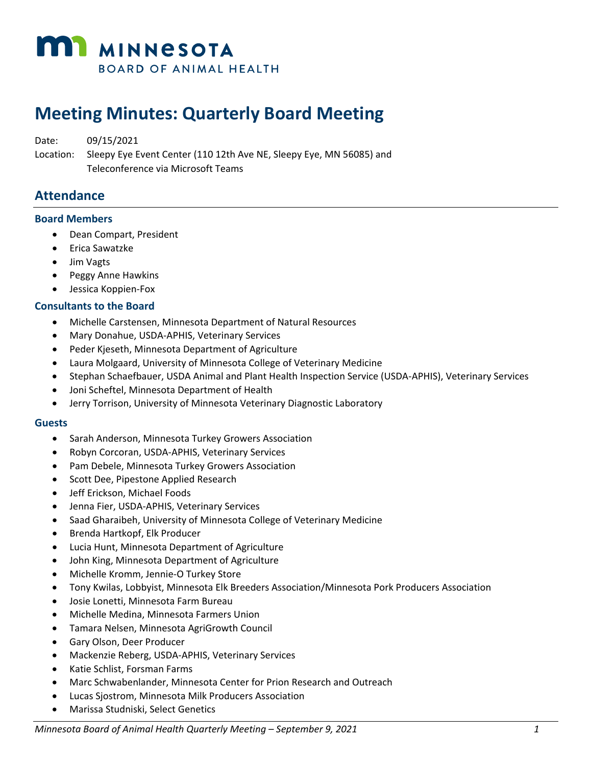MINNESOTA
BOARD OF ANIMAL HEALTH

# Meeting Minutes: Quarterly Board Meeting

Date: 09/15/2021

Location: Sleepy Eye Event Center (110 12th Ave NE, Sleepy Eye, MN 56085) and Teleconference via Microsoft Teams

## Attendance

### Board Members

- Dean Compart, President
- Erica Sawatzke
- Jim Vagts
- Peggy Anne Hawkins
- Jessica Koppien-Fox

### Consultants to the Board

- Michelle Carstensen, Minnesota Department of Natural Resources
- Mary Donahue, USDA-APHIS, Veterinary Services
- Peder Kjeseth, Minnesota Department of Agriculture
- Laura Molgaard, University of Minnesota College of Veterinary Medicine
- Stephan Schaefbauer, USDA Animal and Plant Health Inspection Service (USDA-APHIS), Veterinary Services
- Joni Scheftel, Minnesota Department of Health
- Jerry Torrison, University of Minnesota Veterinary Diagnostic Laboratory

### Guests

- Sarah Anderson, Minnesota Turkey Growers Association
- Robyn Corcoran, USDA-APHIS, Veterinary Services
- Pam Debele, Minnesota Turkey Growers Association
- Scott Dee, Pipestone Applied Research
- Jeff Erickson, Michael Foods
- Jenna Fier, USDA-APHIS, Veterinary Services
- Saad Gharaibeh, University of Minnesota College of Veterinary Medicine
- Brenda Hartkopf, Elk Producer
- Lucia Hunt, Minnesota Department of Agriculture
- John King, Minnesota Department of Agriculture
- Michelle Kromm, Jennie-O Turkey Store
- Tony Kwilas, Lobbyist, Minnesota Elk Breeders Association/Minnesota Pork Producers Association
- Josie Lonetti, Minnesota Farm Bureau
- Michelle Medina, Minnesota Farmers Union
- Tamara Nelsen, Minnesota AgriGrowth Council
- Gary Olson, Deer Producer
- Mackenzie Reberg, USDA-APHIS, Veterinary Services
- Katie Schlist, Forsman Farms
- Marc Schwabenlander, Minnesota Center for Prion Research and Outreach
- Lucas Sjostrom, Minnesota Milk Producers Association
- Marissa Studniski, Select Genetics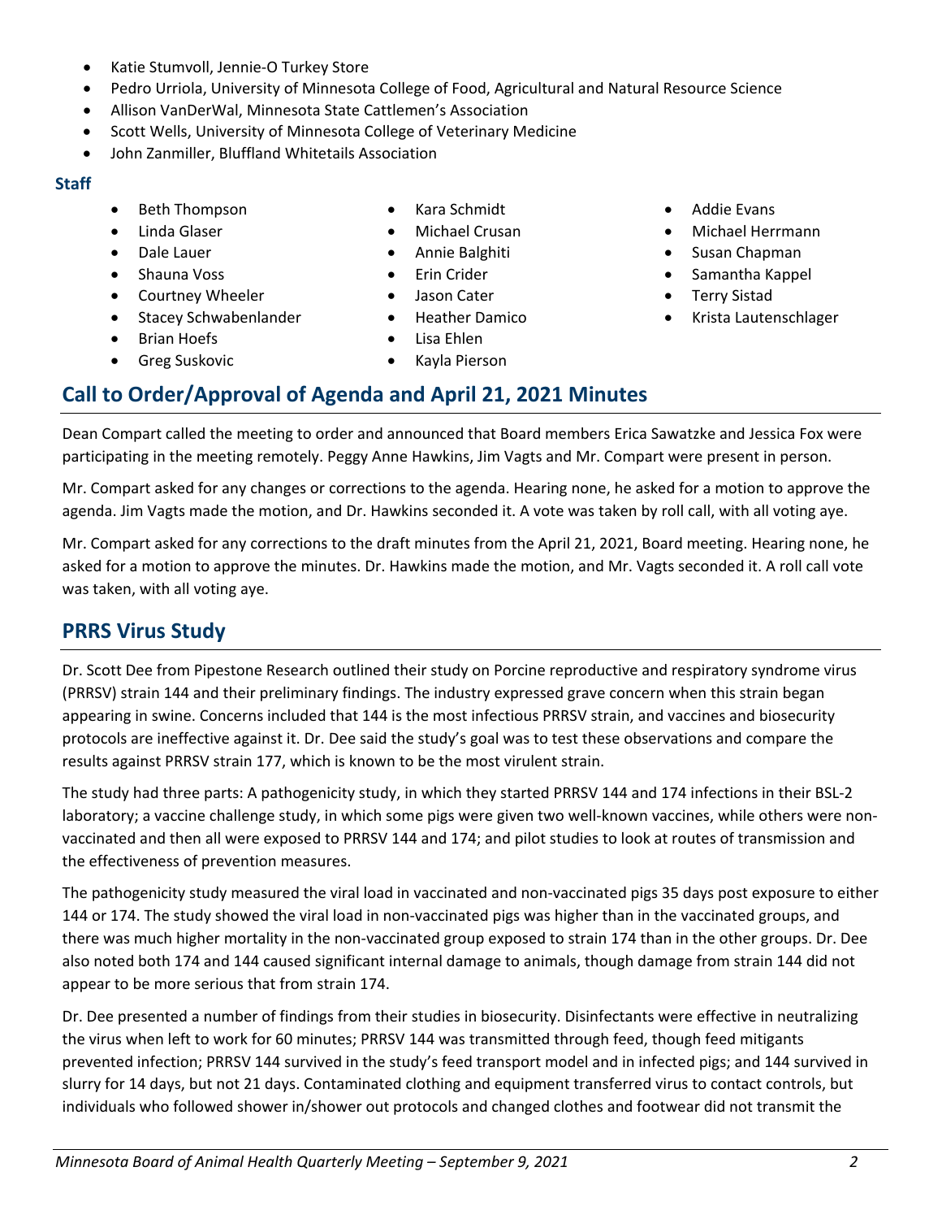- Katie Stumvoll, Jennie-O Turkey Store
- Pedro Urriola, University of Minnesota College of Food, Agricultural and Natural Resource Science
- Allison VanDerWal, Minnesota State Cattlemen's Association
- Scott Wells, University of Minnesota College of Veterinary Medicine
- John Zanmiller, Bluffland Whitetails Association

### Staff

- Beth Thompson
- Linda Glaser
- Dale Lauer
- Shauna Voss
- Courtney Wheeler
- Stacey Schwabenlander
- Brian Hoefs
- Greg Suskovic
- Kara Schmidt
- Michael Crusan
- Annie Balghiti
- Erin Crider
- Jason Cater
- Heather Damico
- Lisa Ehlen
- Kayla Pierson
- Addie Evans
- Michael Herrmann
- Susan Chapman
- Samantha Kappel
- Terry Sistad
- Krista Lautenschlager

## Call to Order/Approval of Agenda and April 21, 2021 Minutes

Dean Compart called the meeting to order and announced that Board members Erica Sawatzke and Jessica Fox were participating in the meeting remotely. Peggy Anne Hawkins, Jim Vagts and Mr. Compart were present in person.

Mr. Compart asked for any changes or corrections to the agenda. Hearing none, he asked for a motion to approve the agenda. Jim Vagts made the motion, and Dr. Hawkins seconded it. A vote was taken by roll call, with all voting aye.

Mr. Compart asked for any corrections to the draft minutes from the April 21, 2021, Board meeting. Hearing none, he asked for a motion to approve the minutes. Dr. Hawkins made the motion, and Mr. Vagts seconded it. A roll call vote was taken, with all voting aye.

## PRRS Virus Study

Dr. Scott Dee from Pipestone Research outlined their study on Porcine reproductive and respiratory syndrome virus (PRRSV) strain 144 and their preliminary findings. The industry expressed grave concern when this strain began appearing in swine. Concerns included that 144 is the most infectious PRRSV strain, and vaccines and biosecurity protocols are ineffective against it. Dr. Dee said the study's goal was to test these observations and compare the results against PRRSV strain 177, which is known to be the most virulent strain.

The study had three parts: A pathogenicity study, in which they started PRRSV 144 and 174 infections in their BSL-2 laboratory; a vaccine challenge study, in which some pigs were given two well-known vaccines, while others were non-vaccinated and then all were exposed to PRRSV 144 and 174; and pilot studies to look at routes of transmission and the effectiveness of prevention measures.

The pathogenicity study measured the viral load in vaccinated and non-vaccinated pigs 35 days post exposure to either 144 or 174. The study showed the viral load in non-vaccinated pigs was higher than in the vaccinated groups, and there was much higher mortality in the non-vaccinated group exposed to strain 174 than in the other groups. Dr. Dee also noted both 174 and 144 caused significant internal damage to animals, though damage from strain 144 did not appear to be more serious that from strain 174.

Dr. Dee presented a number of findings from their studies in biosecurity. Disinfectants were effective in neutralizing the virus when left to work for 60 minutes; PRRSV 144 was transmitted through feed, though feed mitigants prevented infection; PRRSV 144 survived in the study's feed transport model and in infected pigs; and 144 survived in slurry for 14 days, but not 21 days. Contaminated clothing and equipment transferred virus to contact controls, but individuals who followed shower in/shower out protocols and changed clothes and footwear did not transmit the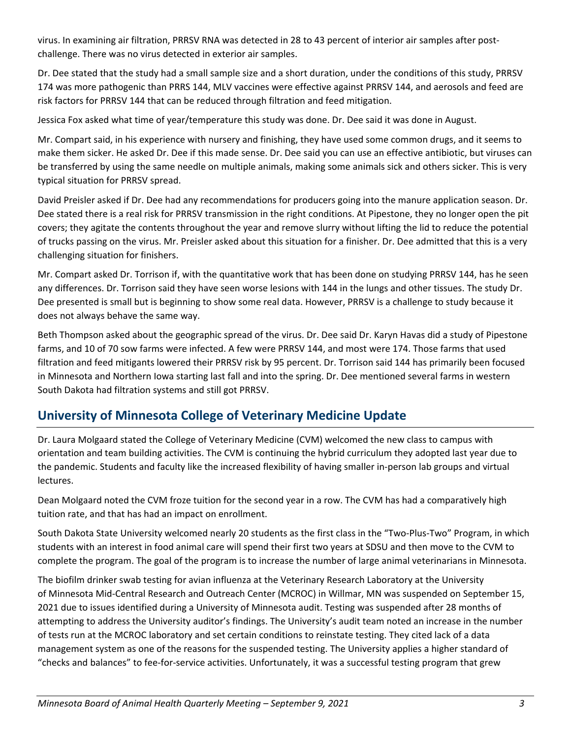virus. In examining air filtration, PRRSV RNA was detected in 28 to 43 percent of interior air samples after post-challenge. There was no virus detected in exterior air samples.

Dr. Dee stated that the study had a small sample size and a short duration, under the conditions of this study, PRRSV 174 was more pathogenic than PRRS 144, MLV vaccines were effective against PRRSV 144, and aerosols and feed are risk factors for PRRSV 144 that can be reduced through filtration and feed mitigation.

Jessica Fox asked what time of year/temperature this study was done. Dr. Dee said it was done in August.

Mr. Compart said, in his experience with nursery and finishing, they have used some common drugs, and it seems to make them sicker. He asked Dr. Dee if this made sense. Dr. Dee said you can use an effective antibiotic, but viruses can be transferred by using the same needle on multiple animals, making some animals sick and others sicker. This is very typical situation for PRRSV spread.

David Preisler asked if Dr. Dee had any recommendations for producers going into the manure application season. Dr. Dee stated there is a real risk for PRRSV transmission in the right conditions. At Pipestone, they no longer open the pit covers; they agitate the contents throughout the year and remove slurry without lifting the lid to reduce the potential of trucks passing on the virus. Mr. Preisler asked about this situation for a finisher. Dr. Dee admitted that this is a very challenging situation for finishers.

Mr. Compart asked Dr. Torrison if, with the quantitative work that has been done on studying PRRSV 144, has he seen any differences. Dr. Torrison said they have seen worse lesions with 144 in the lungs and other tissues. The study Dr. Dee presented is small but is beginning to show some real data. However, PRRSV is a challenge to study because it does not always behave the same way.

Beth Thompson asked about the geographic spread of the virus. Dr. Dee said Dr. Karyn Havas did a study of Pipestone farms, and 10 of 70 sow farms were infected. A few were PRRSV 144, and most were 174. Those farms that used filtration and feed mitigants lowered their PRRSV risk by 95 percent. Dr. Torrison said 144 has primarily been focused in Minnesota and Northern Iowa starting last fall and into the spring. Dr. Dee mentioned several farms in western South Dakota had filtration systems and still got PRRSV.

## University of Minnesota College of Veterinary Medicine Update

Dr. Laura Molgaard stated the College of Veterinary Medicine (CVM) welcomed the new class to campus with orientation and team building activities. The CVM is continuing the hybrid curriculum they adopted last year due to the pandemic. Students and faculty like the increased flexibility of having smaller in-person lab groups and virtual lectures.

Dean Molgaard noted the CVM froze tuition for the second year in a row. The CVM has had a comparatively high tuition rate, and that has had an impact on enrollment.

South Dakota State University welcomed nearly 20 students as the first class in the "Two-Plus-Two" Program, in which students with an interest in food animal care will spend their first two years at SDSU and then move to the CVM to complete the program. The goal of the program is to increase the number of large animal veterinarians in Minnesota.

The biofilm drinker swab testing for avian influenza at the Veterinary Research Laboratory at the University of Minnesota Mid-Central Research and Outreach Center (MCROC) in Willmar, MN was suspended on September 15, 2021 due to issues identified during a University of Minnesota audit. Testing was suspended after 28 months of attempting to address the University auditor's findings. The University's audit team noted an increase in the number of tests run at the MCROC laboratory and set certain conditions to reinstate testing. They cited lack of a data management system as one of the reasons for the suspended testing. The University applies a higher standard of "checks and balances" to fee-for-service activities. Unfortunately, it was a successful testing program that grew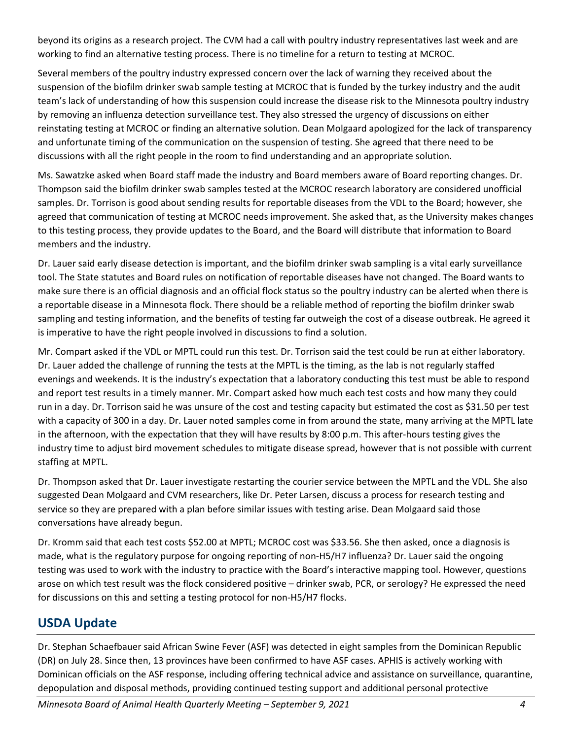beyond its origins as a research project. The CVM had a call with poultry industry representatives last week and are working to find an alternative testing process. There is no timeline for a return to testing at MCROC.

Several members of the poultry industry expressed concern over the lack of warning they received about the suspension of the biofilm drinker swab sample testing at MCROC that is funded by the turkey industry and the audit team's lack of understanding of how this suspension could increase the disease risk to the Minnesota poultry industry by removing an influenza detection surveillance test. They also stressed the urgency of discussions on either reinstating testing at MCROC or finding an alternative solution. Dean Molgaard apologized for the lack of transparency and unfortunate timing of the communication on the suspension of testing. She agreed that there need to be discussions with all the right people in the room to find understanding and an appropriate solution.

Ms. Sawatzke asked when Board staff made the industry and Board members aware of Board reporting changes. Dr. Thompson said the biofilm drinker swab samples tested at the MCROC research laboratory are considered unofficial samples. Dr. Torrison is good about sending results for reportable diseases from the VDL to the Board; however, she agreed that communication of testing at MCROC needs improvement. She asked that, as the University makes changes to this testing process, they provide updates to the Board, and the Board will distribute that information to Board members and the industry.

Dr. Lauer said early disease detection is important, and the biofilm drinker swab sampling is a vital early surveillance tool. The State statutes and Board rules on notification of reportable diseases have not changed. The Board wants to make sure there is an official diagnosis and an official flock status so the poultry industry can be alerted when there is a reportable disease in a Minnesota flock. There should be a reliable method of reporting the biofilm drinker swab sampling and testing information, and the benefits of testing far outweigh the cost of a disease outbreak. He agreed it is imperative to have the right people involved in discussions to find a solution.

Mr. Compart asked if the VDL or MPTL could run this test. Dr. Torrison said the test could be run at either laboratory. Dr. Lauer added the challenge of running the tests at the MPTL is the timing, as the lab is not regularly staffed evenings and weekends. It is the industry's expectation that a laboratory conducting this test must be able to respond and report test results in a timely manner. Mr. Compart asked how much each test costs and how many they could run in a day. Dr. Torrison said he was unsure of the cost and testing capacity but estimated the cost as $31.50 per test with a capacity of 300 in a day. Dr. Lauer noted samples come in from around the state, many arriving at the MPTL late in the afternoon, with the expectation that they will have results by 8:00 p.m. This after-hours testing gives the industry time to adjust bird movement schedules to mitigate disease spread, however that is not possible with current staffing at MPTL.

Dr. Thompson asked that Dr. Lauer investigate restarting the courier service between the MPTL and the VDL. She also suggested Dean Molgaard and CVM researchers, like Dr. Peter Larsen, discuss a process for research testing and service so they are prepared with a plan before similar issues with testing arise. Dean Molgaard said those conversations have already begun.

Dr. Kromm said that each test costs $52.00 at MPTL; MCROC cost was $33.56. She then asked, once a diagnosis is made, what is the regulatory purpose for ongoing reporting of non-H5/H7 influenza? Dr. Lauer said the ongoing testing was used to work with the industry to practice with the Board's interactive mapping tool. However, questions arose on which test result was the flock considered positive – drinker swab, PCR, or serology? He expressed the need for discussions on this and setting a testing protocol for non-H5/H7 flocks.

## USDA Update

Dr. Stephan Schaefbauer said African Swine Fever (ASF) was detected in eight samples from the Dominican Republic (DR) on July 28. Since then, 13 provinces have been confirmed to have ASF cases. APHIS is actively working with Dominican officials on the ASF response, including offering technical advice and assistance on surveillance, quarantine, depopulation and disposal methods, providing continued testing support and additional personal protective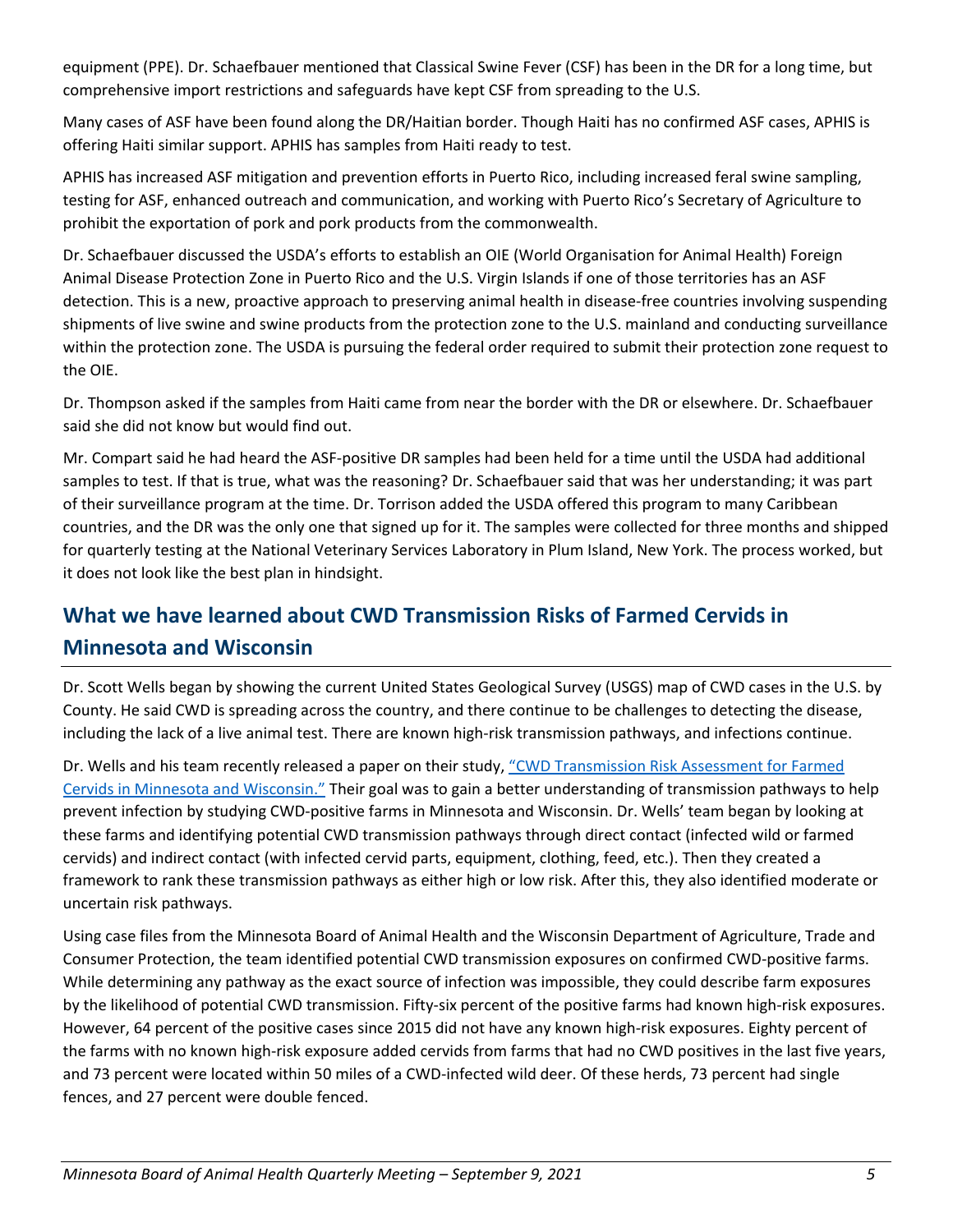equipment (PPE). Dr. Schaefbauer mentioned that Classical Swine Fever (CSF) has been in the DR for a long time, but comprehensive import restrictions and safeguards have kept CSF from spreading to the U.S.

Many cases of ASF have been found along the DR/Haitian border. Though Haiti has no confirmed ASF cases, APHIS is offering Haiti similar support. APHIS has samples from Haiti ready to test.

APHIS has increased ASF mitigation and prevention efforts in Puerto Rico, including increased feral swine sampling, testing for ASF, enhanced outreach and communication, and working with Puerto Rico's Secretary of Agriculture to prohibit the exportation of pork and pork products from the commonwealth.

Dr. Schaefbauer discussed the USDA's efforts to establish an OIE (World Organisation for Animal Health) Foreign Animal Disease Protection Zone in Puerto Rico and the U.S. Virgin Islands if one of those territories has an ASF detection. This is a new, proactive approach to preserving animal health in disease-free countries involving suspending shipments of live swine and swine products from the protection zone to the U.S. mainland and conducting surveillance within the protection zone. The USDA is pursuing the federal order required to submit their protection zone request to the OIE.

Dr. Thompson asked if the samples from Haiti came from near the border with the DR or elsewhere. Dr. Schaefbauer said she did not know but would find out.

Mr. Compart said he had heard the ASF-positive DR samples had been held for a time until the USDA had additional samples to test. If that is true, what was the reasoning? Dr. Schaefbauer said that was her understanding; it was part of their surveillance program at the time. Dr. Torrison added the USDA offered this program to many Caribbean countries, and the DR was the only one that signed up for it. The samples were collected for three months and shipped for quarterly testing at the National Veterinary Services Laboratory in Plum Island, New York. The process worked, but it does not look like the best plan in hindsight.

## What we have learned about CWD Transmission Risks of Farmed Cervids in Minnesota and Wisconsin

Dr. Scott Wells began by showing the current United States Geological Survey (USGS) map of CWD cases in the U.S. by County. He said CWD is spreading across the country, and there continue to be challenges to detecting the disease, including the lack of a live animal test. There are known high-risk transmission pathways, and infections continue.

Dr. Wells and his team recently released a paper on their study, "CWD Transmission Risk Assessment for Farmed Cervids in Minnesota and Wisconsin." Their goal was to gain a better understanding of transmission pathways to help prevent infection by studying CWD-positive farms in Minnesota and Wisconsin. Dr. Wells' team began by looking at these farms and identifying potential CWD transmission pathways through direct contact (infected wild or farmed cervids) and indirect contact (with infected cervid parts, equipment, clothing, feed, etc.). Then they created a framework to rank these transmission pathways as either high or low risk. After this, they also identified moderate or uncertain risk pathways.

Using case files from the Minnesota Board of Animal Health and the Wisconsin Department of Agriculture, Trade and Consumer Protection, the team identified potential CWD transmission exposures on confirmed CWD-positive farms. While determining any pathway as the exact source of infection was impossible, they could describe farm exposures by the likelihood of potential CWD transmission. Fifty-six percent of the positive farms had known high-risk exposures. However, 64 percent of the positive cases since 2015 did not have any known high-risk exposures. Eighty percent of the farms with no known high-risk exposure added cervids from farms that had no CWD positives in the last five years, and 73 percent were located within 50 miles of a CWD-infected wild deer. Of these herds, 73 percent had single fences, and 27 percent were double fenced.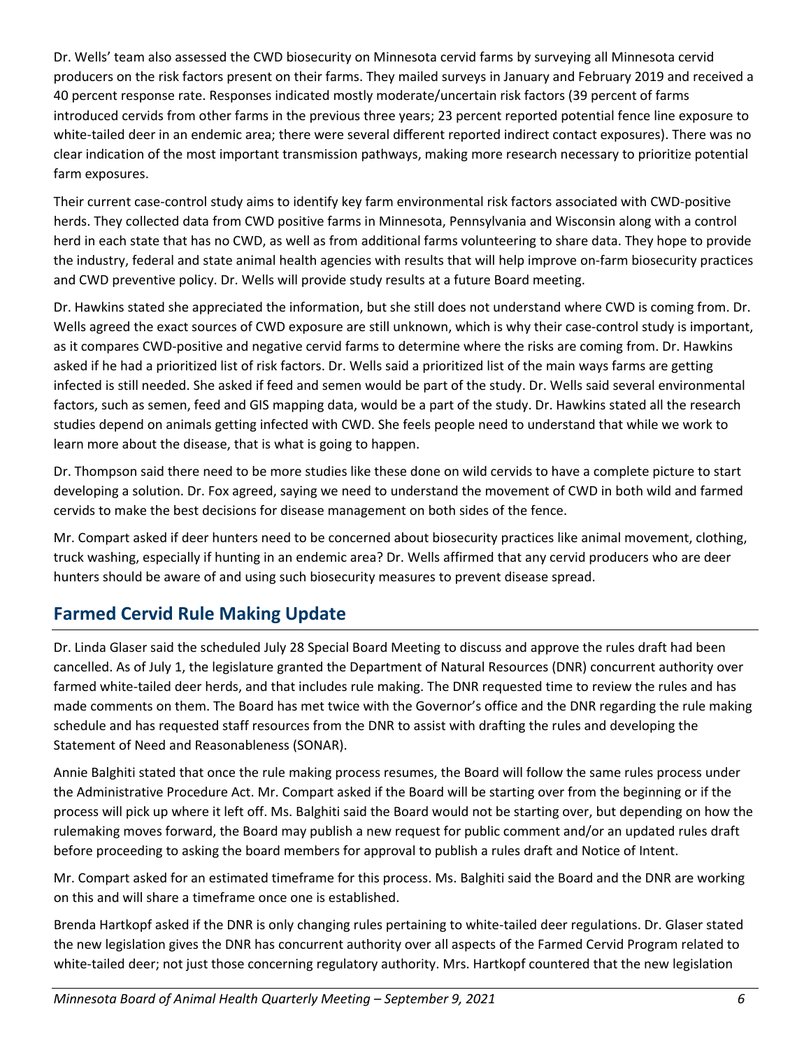Dr. Wells' team also assessed the CWD biosecurity on Minnesota cervid farms by surveying all Minnesota cervid producers on the risk factors present on their farms. They mailed surveys in January and February 2019 and received a 40 percent response rate. Responses indicated mostly moderate/uncertain risk factors (39 percent of farms introduced cervids from other farms in the previous three years; 23 percent reported potential fence line exposure to white-tailed deer in an endemic area; there were several different reported indirect contact exposures). There was no clear indication of the most important transmission pathways, making more research necessary to prioritize potential farm exposures.

Their current case-control study aims to identify key farm environmental risk factors associated with CWD-positive herds. They collected data from CWD positive farms in Minnesota, Pennsylvania and Wisconsin along with a control herd in each state that has no CWD, as well as from additional farms volunteering to share data. They hope to provide the industry, federal and state animal health agencies with results that will help improve on-farm biosecurity practices and CWD preventive policy. Dr. Wells will provide study results at a future Board meeting.

Dr. Hawkins stated she appreciated the information, but she still does not understand where CWD is coming from. Dr. Wells agreed the exact sources of CWD exposure are still unknown, which is why their case-control study is important, as it compares CWD-positive and negative cervid farms to determine where the risks are coming from. Dr. Hawkins asked if he had a prioritized list of risk factors. Dr. Wells said a prioritized list of the main ways farms are getting infected is still needed. She asked if feed and semen would be part of the study. Dr. Wells said several environmental factors, such as semen, feed and GIS mapping data, would be a part of the study. Dr. Hawkins stated all the research studies depend on animals getting infected with CWD. She feels people need to understand that while we work to learn more about the disease, that is what is going to happen.

Dr. Thompson said there need to be more studies like these done on wild cervids to have a complete picture to start developing a solution. Dr. Fox agreed, saying we need to understand the movement of CWD in both wild and farmed cervids to make the best decisions for disease management on both sides of the fence.

Mr. Compart asked if deer hunters need to be concerned about biosecurity practices like animal movement, clothing, truck washing, especially if hunting in an endemic area? Dr. Wells affirmed that any cervid producers who are deer hunters should be aware of and using such biosecurity measures to prevent disease spread.

## Farmed Cervid Rule Making Update

Dr. Linda Glaser said the scheduled July 28 Special Board Meeting to discuss and approve the rules draft had been cancelled. As of July 1, the legislature granted the Department of Natural Resources (DNR) concurrent authority over farmed white-tailed deer herds, and that includes rule making. The DNR requested time to review the rules and has made comments on them. The Board has met twice with the Governor's office and the DNR regarding the rule making schedule and has requested staff resources from the DNR to assist with drafting the rules and developing the Statement of Need and Reasonableness (SONAR).

Annie Balghiti stated that once the rule making process resumes, the Board will follow the same rules process under the Administrative Procedure Act. Mr. Compart asked if the Board will be starting over from the beginning or if the process will pick up where it left off. Ms. Balghiti said the Board would not be starting over, but depending on how the rulemaking moves forward, the Board may publish a new request for public comment and/or an updated rules draft before proceeding to asking the board members for approval to publish a rules draft and Notice of Intent.

Mr. Compart asked for an estimated timeframe for this process. Ms. Balghiti said the Board and the DNR are working on this and will share a timeframe once one is established.

Brenda Hartkopf asked if the DNR is only changing rules pertaining to white-tailed deer regulations. Dr. Glaser stated the new legislation gives the DNR has concurrent authority over all aspects of the Farmed Cervid Program related to white-tailed deer; not just those concerning regulatory authority. Mrs. Hartkopf countered that the new legislation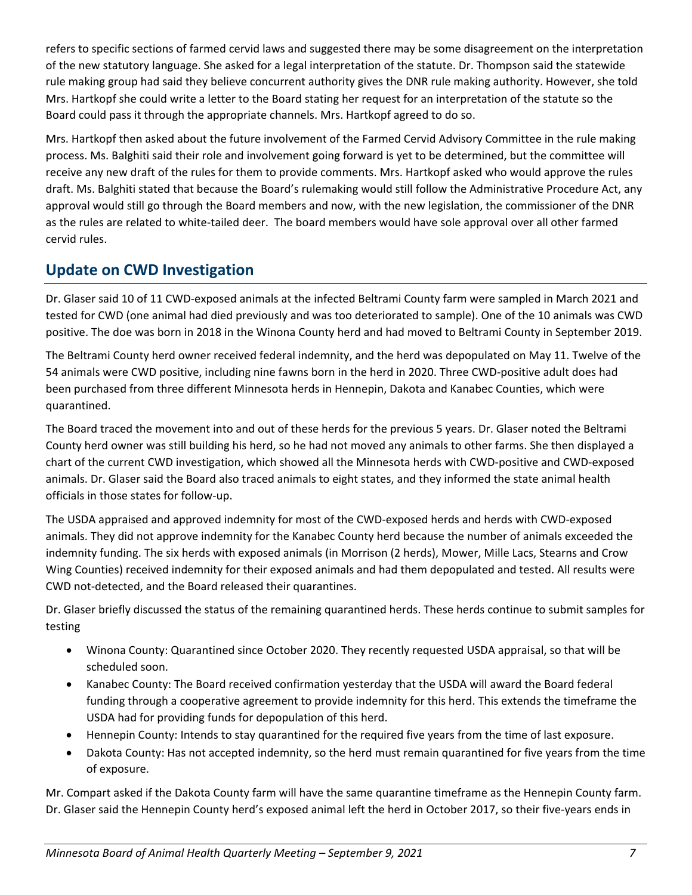refers to specific sections of farmed cervid laws and suggested there may be some disagreement on the interpretation of the new statutory language. She asked for a legal interpretation of the statute. Dr. Thompson said the statewide rule making group had said they believe concurrent authority gives the DNR rule making authority. However, she told Mrs. Hartkopf she could write a letter to the Board stating her request for an interpretation of the statute so the Board could pass it through the appropriate channels. Mrs. Hartkopf agreed to do so.

Mrs. Hartkopf then asked about the future involvement of the Farmed Cervid Advisory Committee in the rule making process. Ms. Balghiti said their role and involvement going forward is yet to be determined, but the committee will receive any new draft of the rules for them to provide comments. Mrs. Hartkopf asked who would approve the rules draft. Ms. Balghiti stated that because the Board's rulemaking would still follow the Administrative Procedure Act, any approval would still go through the Board members and now, with the new legislation, the commissioner of the DNR as the rules are related to white-tailed deer. The board members would have sole approval over all other farmed cervid rules.

## Update on CWD Investigation

Dr. Glaser said 10 of 11 CWD-exposed animals at the infected Beltrami County farm were sampled in March 2021 and tested for CWD (one animal had died previously and was too deteriorated to sample). One of the 10 animals was CWD positive. The doe was born in 2018 in the Winona County herd and had moved to Beltrami County in September 2019.

The Beltrami County herd owner received federal indemnity, and the herd was depopulated on May 11. Twelve of the 54 animals were CWD positive, including nine fawns born in the herd in 2020. Three CWD-positive adult does had been purchased from three different Minnesota herds in Hennepin, Dakota and Kanabec Counties, which were quarantined.

The Board traced the movement into and out of these herds for the previous 5 years. Dr. Glaser noted the Beltrami County herd owner was still building his herd, so he had not moved any animals to other farms. She then displayed a chart of the current CWD investigation, which showed all the Minnesota herds with CWD-positive and CWD-exposed animals. Dr. Glaser said the Board also traced animals to eight states, and they informed the state animal health officials in those states for follow-up.

The USDA appraised and approved indemnity for most of the CWD-exposed herds and herds with CWD-exposed animals. They did not approve indemnity for the Kanabec County herd because the number of animals exceeded the indemnity funding. The six herds with exposed animals (in Morrison (2 herds), Mower, Mille Lacs, Stearns and Crow Wing Counties) received indemnity for their exposed animals and had them depopulated and tested. All results were CWD not-detected, and the Board released their quarantines.

Dr. Glaser briefly discussed the status of the remaining quarantined herds. These herds continue to submit samples for testing

- Winona County: Quarantined since October 2020. They recently requested USDA appraisal, so that will be scheduled soon.
- Kanabec County: The Board received confirmation yesterday that the USDA will award the Board federal funding through a cooperative agreement to provide indemnity for this herd. This extends the timeframe the USDA had for providing funds for depopulation of this herd.
- Hennepin County: Intends to stay quarantined for the required five years from the time of last exposure.
- Dakota County: Has not accepted indemnity, so the herd must remain quarantined for five years from the time of exposure.

Mr. Compart asked if the Dakota County farm will have the same quarantine timeframe as the Hennepin County farm. Dr. Glaser said the Hennepin County herd's exposed animal left the herd in October 2017, so their five-years ends in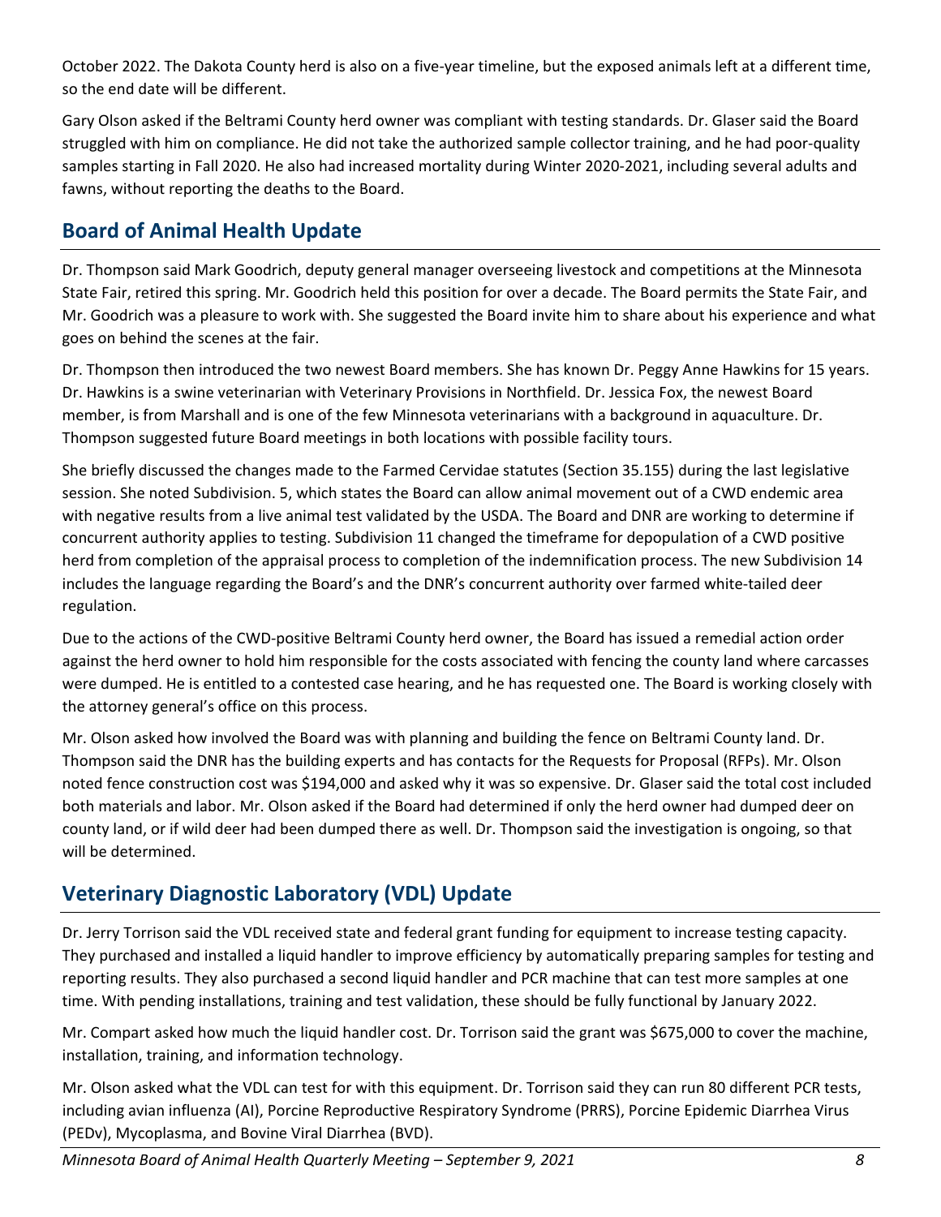October 2022. The Dakota County herd is also on a five-year timeline, but the exposed animals left at a different time, so the end date will be different.

Gary Olson asked if the Beltrami County herd owner was compliant with testing standards. Dr. Glaser said the Board struggled with him on compliance. He did not take the authorized sample collector training, and he had poor-quality samples starting in Fall 2020. He also had increased mortality during Winter 2020-2021, including several adults and fawns, without reporting the deaths to the Board.

## Board of Animal Health Update

Dr. Thompson said Mark Goodrich, deputy general manager overseeing livestock and competitions at the Minnesota State Fair, retired this spring. Mr. Goodrich held this position for over a decade. The Board permits the State Fair, and Mr. Goodrich was a pleasure to work with. She suggested the Board invite him to share about his experience and what goes on behind the scenes at the fair.

Dr. Thompson then introduced the two newest Board members. She has known Dr. Peggy Anne Hawkins for 15 years. Dr. Hawkins is a swine veterinarian with Veterinary Provisions in Northfield. Dr. Jessica Fox, the newest Board member, is from Marshall and is one of the few Minnesota veterinarians with a background in aquaculture. Dr. Thompson suggested future Board meetings in both locations with possible facility tours.

She briefly discussed the changes made to the Farmed Cervidae statutes (Section 35.155) during the last legislative session. She noted Subdivision. 5, which states the Board can allow animal movement out of a CWD endemic area with negative results from a live animal test validated by the USDA. The Board and DNR are working to determine if concurrent authority applies to testing. Subdivision 11 changed the timeframe for depopulation of a CWD positive herd from completion of the appraisal process to completion of the indemnification process. The new Subdivision 14 includes the language regarding the Board's and the DNR's concurrent authority over farmed white-tailed deer regulation.

Due to the actions of the CWD-positive Beltrami County herd owner, the Board has issued a remedial action order against the herd owner to hold him responsible for the costs associated with fencing the county land where carcasses were dumped. He is entitled to a contested case hearing, and he has requested one. The Board is working closely with the attorney general's office on this process.

Mr. Olson asked how involved the Board was with planning and building the fence on Beltrami County land. Dr. Thompson said the DNR has the building experts and has contacts for the Requests for Proposal (RFPs). Mr. Olson noted fence construction cost was $194,000 and asked why it was so expensive. Dr. Glaser said the total cost included both materials and labor. Mr. Olson asked if the Board had determined if only the herd owner had dumped deer on county land, or if wild deer had been dumped there as well. Dr. Thompson said the investigation is ongoing, so that will be determined.

## Veterinary Diagnostic Laboratory (VDL) Update

Dr. Jerry Torrison said the VDL received state and federal grant funding for equipment to increase testing capacity. They purchased and installed a liquid handler to improve efficiency by automatically preparing samples for testing and reporting results. They also purchased a second liquid handler and PCR machine that can test more samples at one time. With pending installations, training and test validation, these should be fully functional by January 2022.

Mr. Compart asked how much the liquid handler cost. Dr. Torrison said the grant was $675,000 to cover the machine, installation, training, and information technology.

Mr. Olson asked what the VDL can test for with this equipment. Dr. Torrison said they can run 80 different PCR tests, including avian influenza (AI), Porcine Reproductive Respiratory Syndrome (PRRS), Porcine Epidemic Diarrhea Virus (PEDv), Mycoplasma, and Bovine Viral Diarrhea (BVD).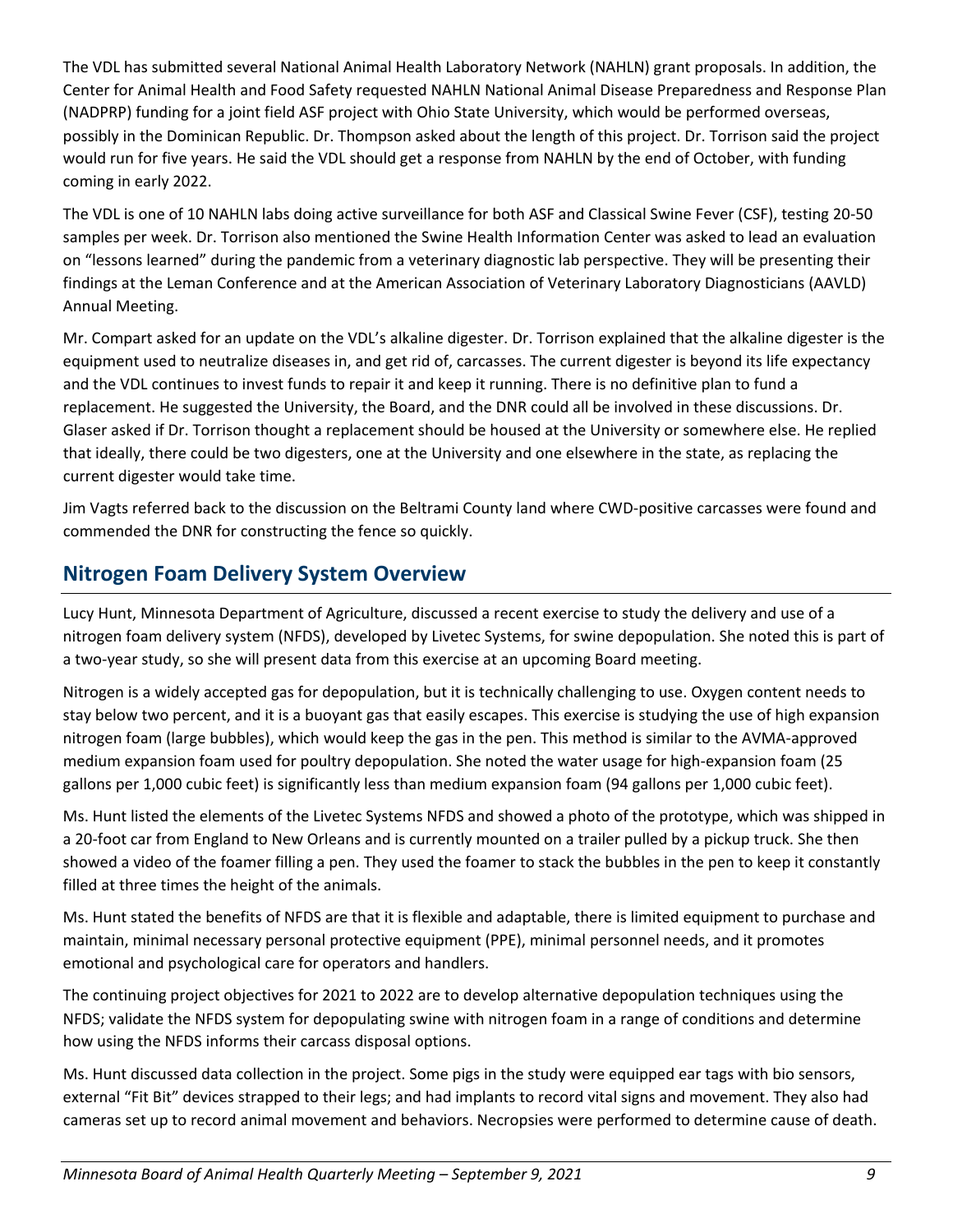The VDL has submitted several National Animal Health Laboratory Network (NAHLN) grant proposals. In addition, the Center for Animal Health and Food Safety requested NAHLN National Animal Disease Preparedness and Response Plan (NADPRP) funding for a joint field ASF project with Ohio State University, which would be performed overseas, possibly in the Dominican Republic. Dr. Thompson asked about the length of this project. Dr. Torrison said the project would run for five years. He said the VDL should get a response from NAHLN by the end of October, with funding coming in early 2022.

The VDL is one of 10 NAHLN labs doing active surveillance for both ASF and Classical Swine Fever (CSF), testing 20-50 samples per week. Dr. Torrison also mentioned the Swine Health Information Center was asked to lead an evaluation on "lessons learned" during the pandemic from a veterinary diagnostic lab perspective. They will be presenting their findings at the Leman Conference and at the American Association of Veterinary Laboratory Diagnosticians (AAVLD) Annual Meeting.

Mr. Compart asked for an update on the VDL's alkaline digester. Dr. Torrison explained that the alkaline digester is the equipment used to neutralize diseases in, and get rid of, carcasses. The current digester is beyond its life expectancy and the VDL continues to invest funds to repair it and keep it running. There is no definitive plan to fund a replacement. He suggested the University, the Board, and the DNR could all be involved in these discussions. Dr. Glaser asked if Dr. Torrison thought a replacement should be housed at the University or somewhere else. He replied that ideally, there could be two digesters, one at the University and one elsewhere in the state, as replacing the current digester would take time.

Jim Vagts referred back to the discussion on the Beltrami County land where CWD-positive carcasses were found and commended the DNR for constructing the fence so quickly.

## Nitrogen Foam Delivery System Overview

Lucy Hunt, Minnesota Department of Agriculture, discussed a recent exercise to study the delivery and use of a nitrogen foam delivery system (NFDS), developed by Livetec Systems, for swine depopulation. She noted this is part of a two-year study, so she will present data from this exercise at an upcoming Board meeting.

Nitrogen is a widely accepted gas for depopulation, but it is technically challenging to use. Oxygen content needs to stay below two percent, and it is a buoyant gas that easily escapes. This exercise is studying the use of high expansion nitrogen foam (large bubbles), which would keep the gas in the pen. This method is similar to the AVMA-approved medium expansion foam used for poultry depopulation. She noted the water usage for high-expansion foam (25 gallons per 1,000 cubic feet) is significantly less than medium expansion foam (94 gallons per 1,000 cubic feet).

Ms. Hunt listed the elements of the Livetec Systems NFDS and showed a photo of the prototype, which was shipped in a 20-foot car from England to New Orleans and is currently mounted on a trailer pulled by a pickup truck. She then showed a video of the foamer filling a pen. They used the foamer to stack the bubbles in the pen to keep it constantly filled at three times the height of the animals.

Ms. Hunt stated the benefits of NFDS are that it is flexible and adaptable, there is limited equipment to purchase and maintain, minimal necessary personal protective equipment (PPE), minimal personnel needs, and it promotes emotional and psychological care for operators and handlers.

The continuing project objectives for 2021 to 2022 are to develop alternative depopulation techniques using the NFDS; validate the NFDS system for depopulating swine with nitrogen foam in a range of conditions and determine how using the NFDS informs their carcass disposal options.

Ms. Hunt discussed data collection in the project. Some pigs in the study were equipped ear tags with bio sensors, external "Fit Bit" devices strapped to their legs; and had implants to record vital signs and movement. They also had cameras set up to record animal movement and behaviors. Necropsies were performed to determine cause of death.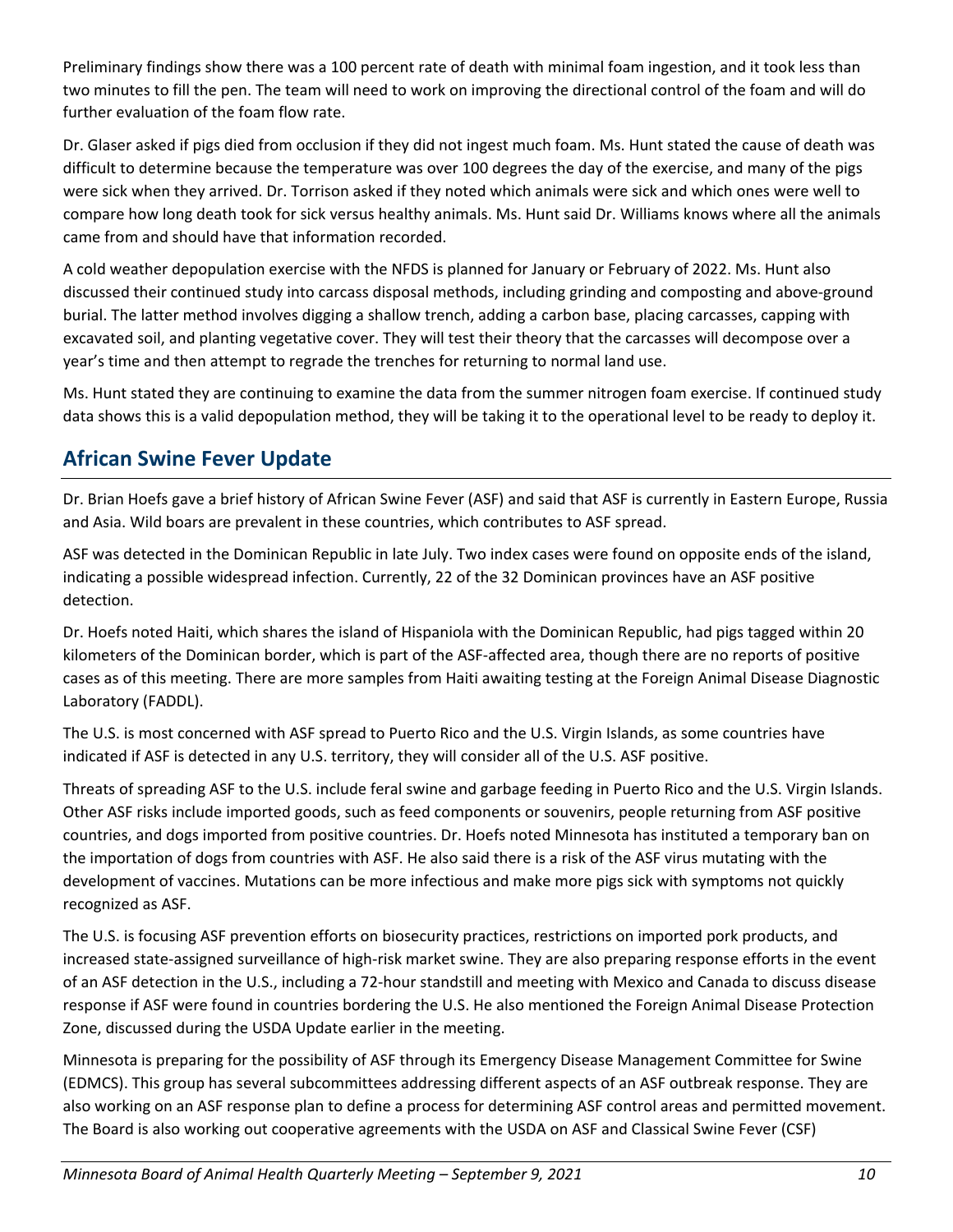Preliminary findings show there was a 100 percent rate of death with minimal foam ingestion, and it took less than two minutes to fill the pen. The team will need to work on improving the directional control of the foam and will do further evaluation of the foam flow rate.

Dr. Glaser asked if pigs died from occlusion if they did not ingest much foam. Ms. Hunt stated the cause of death was difficult to determine because the temperature was over 100 degrees the day of the exercise, and many of the pigs were sick when they arrived. Dr. Torrison asked if they noted which animals were sick and which ones were well to compare how long death took for sick versus healthy animals. Ms. Hunt said Dr. Williams knows where all the animals came from and should have that information recorded.

A cold weather depopulation exercise with the NFDS is planned for January or February of 2022. Ms. Hunt also discussed their continued study into carcass disposal methods, including grinding and composting and above-ground burial. The latter method involves digging a shallow trench, adding a carbon base, placing carcasses, capping with excavated soil, and planting vegetative cover. They will test their theory that the carcasses will decompose over a year's time and then attempt to regrade the trenches for returning to normal land use.

Ms. Hunt stated they are continuing to examine the data from the summer nitrogen foam exercise. If continued study data shows this is a valid depopulation method, they will be taking it to the operational level to be ready to deploy it.

## African Swine Fever Update

Dr. Brian Hoefs gave a brief history of African Swine Fever (ASF) and said that ASF is currently in Eastern Europe, Russia and Asia. Wild boars are prevalent in these countries, which contributes to ASF spread.

ASF was detected in the Dominican Republic in late July. Two index cases were found on opposite ends of the island, indicating a possible widespread infection. Currently, 22 of the 32 Dominican provinces have an ASF positive detection.

Dr. Hoefs noted Haiti, which shares the island of Hispaniola with the Dominican Republic, had pigs tagged within 20 kilometers of the Dominican border, which is part of the ASF-affected area, though there are no reports of positive cases as of this meeting. There are more samples from Haiti awaiting testing at the Foreign Animal Disease Diagnostic Laboratory (FADDL).

The U.S. is most concerned with ASF spread to Puerto Rico and the U.S. Virgin Islands, as some countries have indicated if ASF is detected in any U.S. territory, they will consider all of the U.S. ASF positive.

Threats of spreading ASF to the U.S. include feral swine and garbage feeding in Puerto Rico and the U.S. Virgin Islands. Other ASF risks include imported goods, such as feed components or souvenirs, people returning from ASF positive countries, and dogs imported from positive countries. Dr. Hoefs noted Minnesota has instituted a temporary ban on the importation of dogs from countries with ASF. He also said there is a risk of the ASF virus mutating with the development of vaccines. Mutations can be more infectious and make more pigs sick with symptoms not quickly recognized as ASF.

The U.S. is focusing ASF prevention efforts on biosecurity practices, restrictions on imported pork products, and increased state-assigned surveillance of high-risk market swine. They are also preparing response efforts in the event of an ASF detection in the U.S., including a 72-hour standstill and meeting with Mexico and Canada to discuss disease response if ASF were found in countries bordering the U.S. He also mentioned the Foreign Animal Disease Protection Zone, discussed during the USDA Update earlier in the meeting.

Minnesota is preparing for the possibility of ASF through its Emergency Disease Management Committee for Swine (EDMCS). This group has several subcommittees addressing different aspects of an ASF outbreak response. They are also working on an ASF response plan to define a process for determining ASF control areas and permitted movement. The Board is also working out cooperative agreements with the USDA on ASF and Classical Swine Fever (CSF)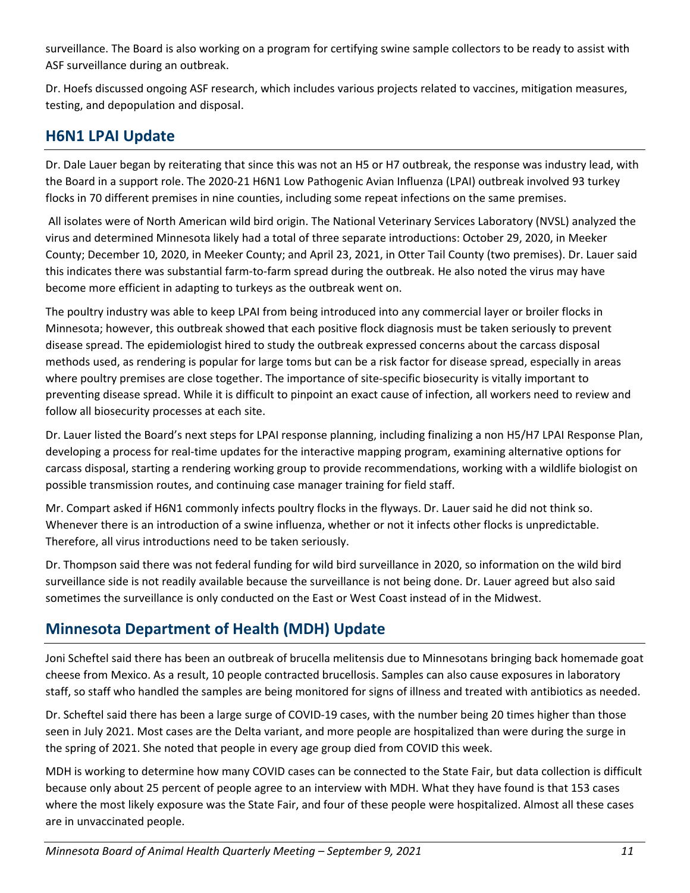surveillance. The Board is also working on a program for certifying swine sample collectors to be ready to assist with ASF surveillance during an outbreak.

Dr. Hoefs discussed ongoing ASF research, which includes various projects related to vaccines, mitigation measures, testing, and depopulation and disposal.

## H6N1 LPAI Update

Dr. Dale Lauer began by reiterating that since this was not an H5 or H7 outbreak, the response was industry lead, with the Board in a support role. The 2020-21 H6N1 Low Pathogenic Avian Influenza (LPAI) outbreak involved 93 turkey flocks in 70 different premises in nine counties, including some repeat infections on the same premises.

All isolates were of North American wild bird origin. The National Veterinary Services Laboratory (NVSL) analyzed the virus and determined Minnesota likely had a total of three separate introductions: October 29, 2020, in Meeker County; December 10, 2020, in Meeker County; and April 23, 2021, in Otter Tail County (two premises). Dr. Lauer said this indicates there was substantial farm-to-farm spread during the outbreak. He also noted the virus may have become more efficient in adapting to turkeys as the outbreak went on.

The poultry industry was able to keep LPAI from being introduced into any commercial layer or broiler flocks in Minnesota; however, this outbreak showed that each positive flock diagnosis must be taken seriously to prevent disease spread. The epidemiologist hired to study the outbreak expressed concerns about the carcass disposal methods used, as rendering is popular for large toms but can be a risk factor for disease spread, especially in areas where poultry premises are close together. The importance of site-specific biosecurity is vitally important to preventing disease spread. While it is difficult to pinpoint an exact cause of infection, all workers need to review and follow all biosecurity processes at each site.

Dr. Lauer listed the Board's next steps for LPAI response planning, including finalizing a non H5/H7 LPAI Response Plan, developing a process for real-time updates for the interactive mapping program, examining alternative options for carcass disposal, starting a rendering working group to provide recommendations, working with a wildlife biologist on possible transmission routes, and continuing case manager training for field staff.

Mr. Compart asked if H6N1 commonly infects poultry flocks in the flyways. Dr. Lauer said he did not think so. Whenever there is an introduction of a swine influenza, whether or not it infects other flocks is unpredictable. Therefore, all virus introductions need to be taken seriously.

Dr. Thompson said there was not federal funding for wild bird surveillance in 2020, so information on the wild bird surveillance side is not readily available because the surveillance is not being done. Dr. Lauer agreed but also said sometimes the surveillance is only conducted on the East or West Coast instead of in the Midwest.

## Minnesota Department of Health (MDH) Update

Joni Scheftel said there has been an outbreak of brucella melitensis due to Minnesotans bringing back homemade goat cheese from Mexico. As a result, 10 people contracted brucellosis. Samples can also cause exposures in laboratory staff, so staff who handled the samples are being monitored for signs of illness and treated with antibiotics as needed.

Dr. Scheftel said there has been a large surge of COVID-19 cases, with the number being 20 times higher than those seen in July 2021. Most cases are the Delta variant, and more people are hospitalized than were during the surge in the spring of 2021. She noted that people in every age group died from COVID this week.

MDH is working to determine how many COVID cases can be connected to the State Fair, but data collection is difficult because only about 25 percent of people agree to an interview with MDH. What they have found is that 153 cases where the most likely exposure was the State Fair, and four of these people were hospitalized. Almost all these cases are in unvaccinated people.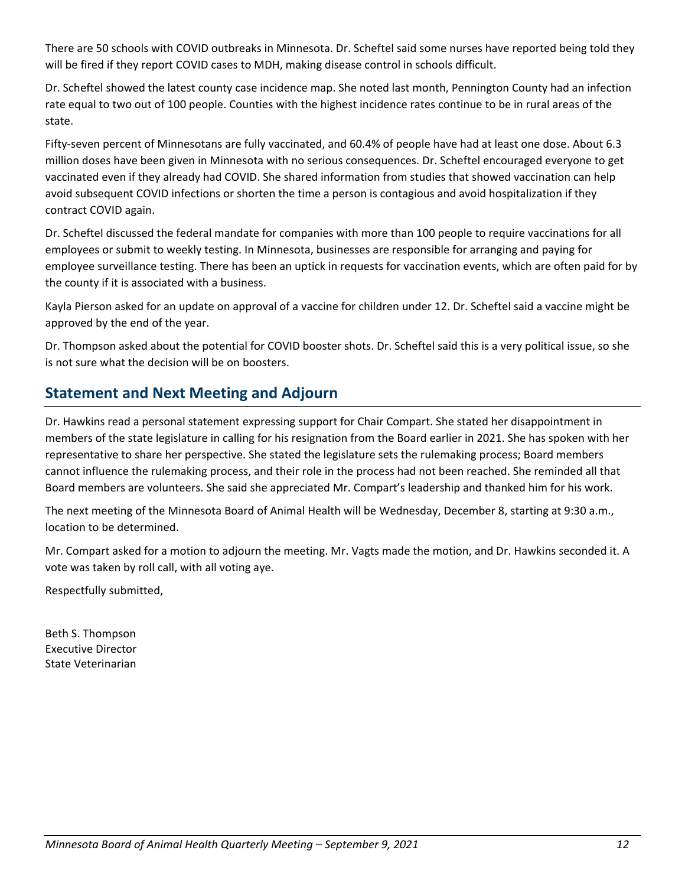There are 50 schools with COVID outbreaks in Minnesota. Dr. Scheftel said some nurses have reported being told they will be fired if they report COVID cases to MDH, making disease control in schools difficult.

Dr. Scheftel showed the latest county case incidence map. She noted last month, Pennington County had an infection rate equal to two out of 100 people. Counties with the highest incidence rates continue to be in rural areas of the state.

Fifty-seven percent of Minnesotans are fully vaccinated, and 60.4% of people have had at least one dose. About 6.3 million doses have been given in Minnesota with no serious consequences. Dr. Scheftel encouraged everyone to get vaccinated even if they already had COVID. She shared information from studies that showed vaccination can help avoid subsequent COVID infections or shorten the time a person is contagious and avoid hospitalization if they contract COVID again.

Dr. Scheftel discussed the federal mandate for companies with more than 100 people to require vaccinations for all employees or submit to weekly testing. In Minnesota, businesses are responsible for arranging and paying for employee surveillance testing. There has been an uptick in requests for vaccination events, which are often paid for by the county if it is associated with a business.

Kayla Pierson asked for an update on approval of a vaccine for children under 12. Dr. Scheftel said a vaccine might be approved by the end of the year.

Dr. Thompson asked about the potential for COVID booster shots. Dr. Scheftel said this is a very political issue, so she is not sure what the decision will be on boosters.

## Statement and Next Meeting and Adjourn

Dr. Hawkins read a personal statement expressing support for Chair Compart. She stated her disappointment in members of the state legislature in calling for his resignation from the Board earlier in 2021. She has spoken with her representative to share her perspective. She stated the legislature sets the rulemaking process; Board members cannot influence the rulemaking process, and their role in the process had not been reached. She reminded all that Board members are volunteers. She said she appreciated Mr. Compart's leadership and thanked him for his work.

The next meeting of the Minnesota Board of Animal Health will be Wednesday, December 8, starting at 9:30 a.m., location to be determined.

Mr. Compart asked for a motion to adjourn the meeting. Mr. Vagts made the motion, and Dr. Hawkins seconded it. A vote was taken by roll call, with all voting aye.

Respectfully submitted,

Beth S. Thompson
Executive Director
State Veterinarian